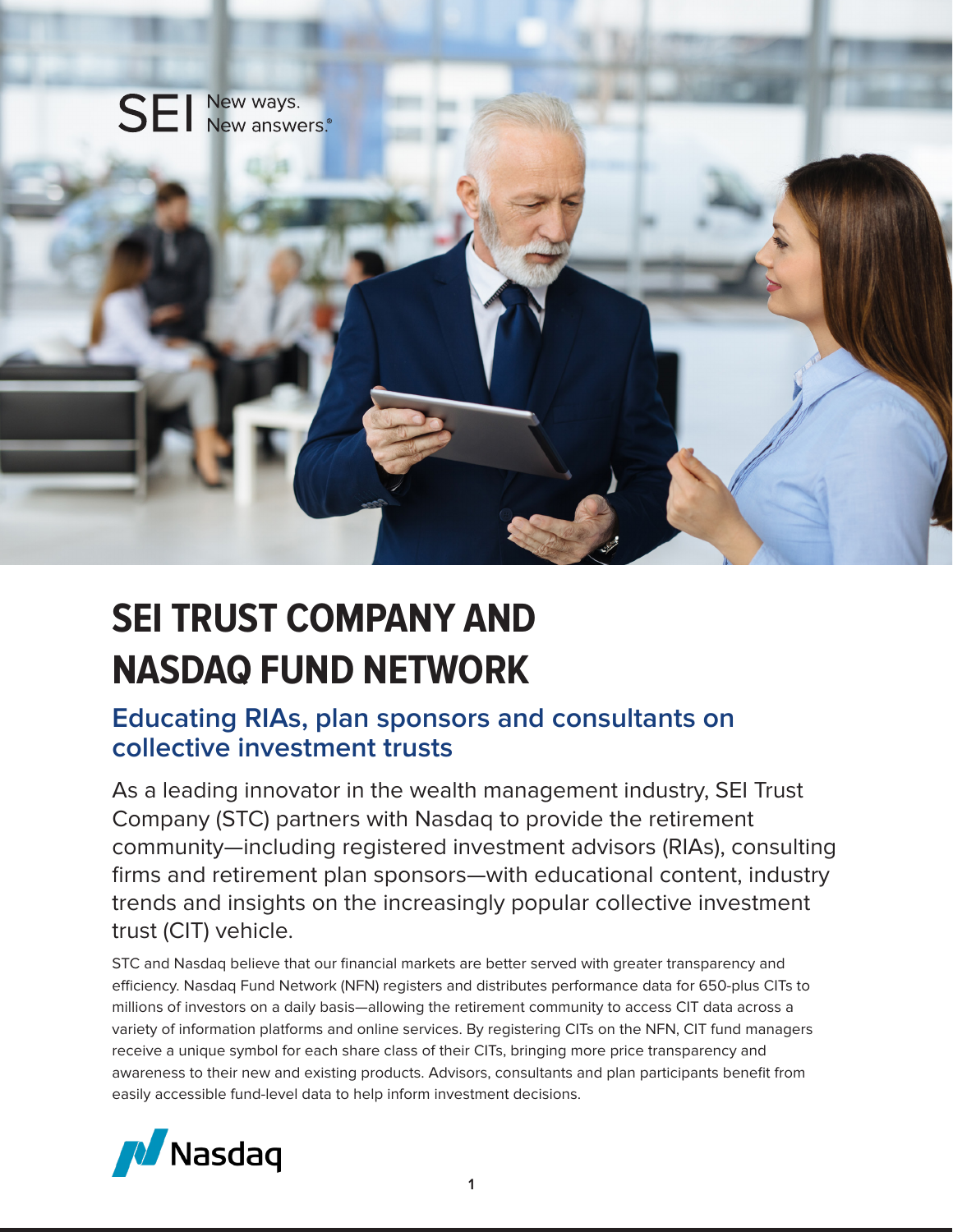SEI New ways. New answers.®

# SEI TRUST COMPANY AND NASDAQ FUND NETWORK

## Educating RIAs, plan sponsors and consultants on collective investment trusts

As a leading innovator in the wealth management industry, SEI Trust Company (STC) partners with Nasdaq to provide the retirement community—including registered investment advisors (RIAs), consulting firms and retirement plan sponsors—with educational content, industry trends and insights on the increasingly popular collective investment trust (CIT) vehicle.

STC and Nasdaq believe that our financial markets are better served with greater transparency and efficiency. Nasdaq Fund Network (NFN) registers and distributes performance data for 650-plus CITs to millions of investors on a daily basis—allowing the retirement community to access CIT data across a variety of information platforms and online services. By registering CITs on the NFN, CIT fund managers receive a unique symbol for each share class of their CITs, bringing more price transparency and awareness to their new and existing products. Advisors, consultants and plan participants benefit from easily accessible fund-level data to help inform investment decisions.

Nasdaq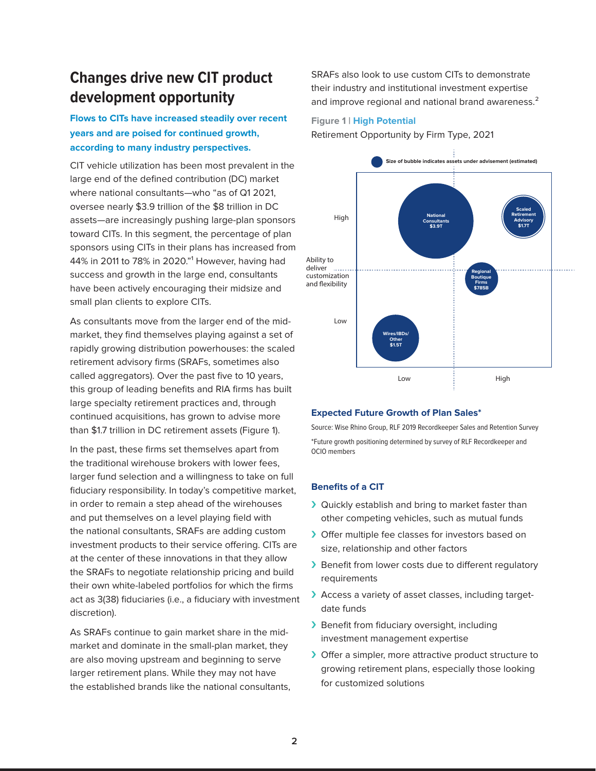## Changes drive new CIT product development opportunity

**Flows to CITs have increased steadily over recent years and are poised for continued growth, according to many industry perspectives.**

CIT vehicle utilization has been most prevalent in the large end of the defined contribution (DC) market where national consultants—who "as of Q1 2021, oversee nearly $3.9 trillion of the $8 trillion in DC assets—are increasingly pushing large-plan sponsors toward CITs. In this segment, the percentage of plan sponsors using CITs in their plans has increased from 44% in 2011 to 78% in 2020."[1] However, having had success and growth in the large end, consultants have been actively encouraging their midsize and small plan clients to explore CITs.

As consultants move from the larger end of the mid-market, they find themselves playing against a set of rapidly growing distribution powerhouses: the scaled retirement advisory firms (SRAFs, sometimes also called aggregators). Over the past five to 10 years, this group of leading benefits and RIA firms has built large specialty retirement practices and, through continued acquisitions, has grown to advise more than $1.7 trillion in DC retirement assets (Figure 1).

In the past, these firms set themselves apart from the traditional wirehouse brokers with lower fees, larger fund selection and a willingness to take on full fiduciary responsibility. In today's competitive market, in order to remain a step ahead of the wirehouses and put themselves on a level playing field with the national consultants, SRAFs are adding custom investment products to their service offering. CITs are at the center of these innovations in that they allow the SRAFs to negotiate relationship pricing and build their own white-labeled portfolios for which the firms act as 3(38) fiduciaries (i.e., a fiduciary with investment discretion).

As SRAFs continue to gain market share in the mid-market and dominate in the small-plan market, they are also moving upstream and beginning to serve larger retirement plans. While they may not have the established brands like the national consultants, SRAFs also look to use custom CITs to demonstrate their industry and institutional investment expertise and improve regional and national brand awareness.[2]

**Figure 1 | High Potential**

Retirement Opportunity by Firm Type, 2021

Size of bubble indicates assets under advisement (estimated)

| Firm Type | Assets | Ability to deliver customization and flexibility | Expected Future Growth of Plan Sales |
|---|---|---|---|
| National Consultants | $3.9T | High | Low |
| Scaled Retirement Advisory | $1.7T | High | High |
| Regional Boutique Firms | $785B | Middle | High |
| Wires/IBDs/Other | $1.5T | Low | Low |

**Expected Future Growth of Plan Sales***

Source: Wise Rhino Group, RLF 2019 Recordkeeper Sales and Retention Survey

*Future growth positioning determined by survey of RLF Recordkeeper and OCIO members

### Benefits of a CIT

- Quickly establish and bring to market faster than other competing vehicles, such as mutual funds
- Offer multiple fee classes for investors based on size, relationship and other factors
- Benefit from lower costs due to different regulatory requirements
- Access a variety of asset classes, including target-date funds
- Benefit from fiduciary oversight, including investment management expertise
- Offer a simpler, more attractive product structure to growing retirement plans, especially those looking for customized solutions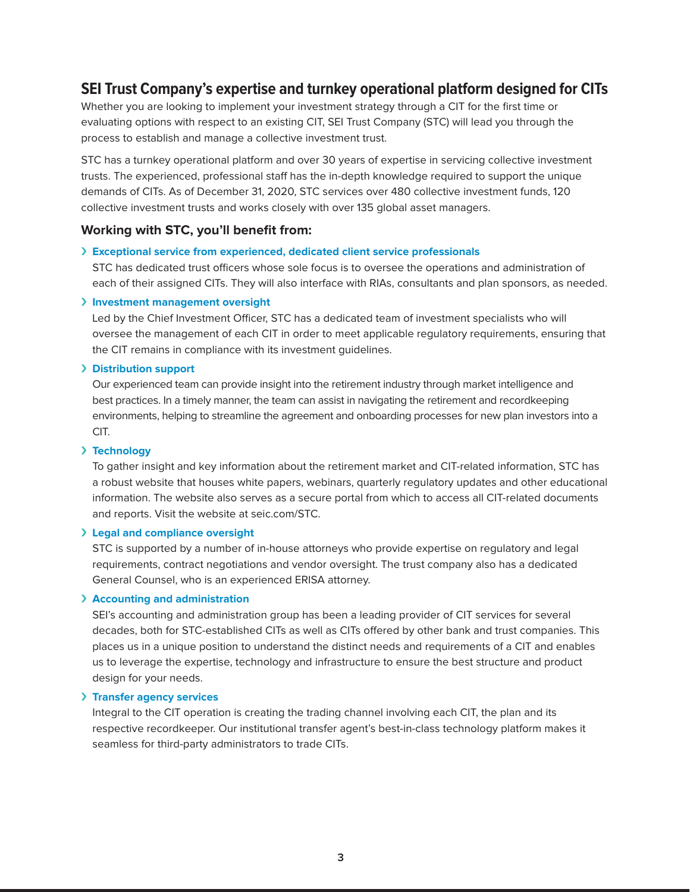## SEI Trust Company's expertise and turnkey operational platform designed for CITs

Whether you are looking to implement your investment strategy through a CIT for the first time or evaluating options with respect to an existing CIT, SEI Trust Company (STC) will lead you through the process to establish and manage a collective investment trust.

STC has a turnkey operational platform and over 30 years of expertise in servicing collective investment trusts. The experienced, professional staff has the in-depth knowledge required to support the unique demands of CITs. As of December 31, 2020, STC services over 480 collective investment funds, 120 collective investment trusts and works closely with over 135 global asset managers.

### Working with STC, you'll benefit from:

- **Exceptional service from experienced, dedicated client service professionals**
  STC has dedicated trust officers whose sole focus is to oversee the operations and administration of each of their assigned CITs. They will also interface with RIAs, consultants and plan sponsors, as needed.

- **Investment management oversight**
  Led by the Chief Investment Officer, STC has a dedicated team of investment specialists who will oversee the management of each CIT in order to meet applicable regulatory requirements, ensuring that the CIT remains in compliance with its investment guidelines.

- **Distribution support**
  Our experienced team can provide insight into the retirement industry through market intelligence and best practices. In a timely manner, the team can assist in navigating the retirement and recordkeeping environments, helping to streamline the agreement and onboarding processes for new plan investors into a CIT.

- **Technology**
  To gather insight and key information about the retirement market and CIT-related information, STC has a robust website that houses white papers, webinars, quarterly regulatory updates and other educational information. The website also serves as a secure portal from which to access all CIT-related documents and reports. Visit the website at seic.com/STC.

- **Legal and compliance oversight**
  STC is supported by a number of in-house attorneys who provide expertise on regulatory and legal requirements, contract negotiations and vendor oversight. The trust company also has a dedicated General Counsel, who is an experienced ERISA attorney.

- **Accounting and administration**
  SEI's accounting and administration group has been a leading provider of CIT services for several decades, both for STC-established CITs as well as CITs offered by other bank and trust companies. This places us in a unique position to understand the distinct needs and requirements of a CIT and enables us to leverage the expertise, technology and infrastructure to ensure the best structure and product design for your needs.

- **Transfer agency services**
  Integral to the CIT operation is creating the trading channel involving each CIT, the plan and its respective recordkeeper. Our institutional transfer agent's best-in-class technology platform makes it seamless for third-party administrators to trade CITs.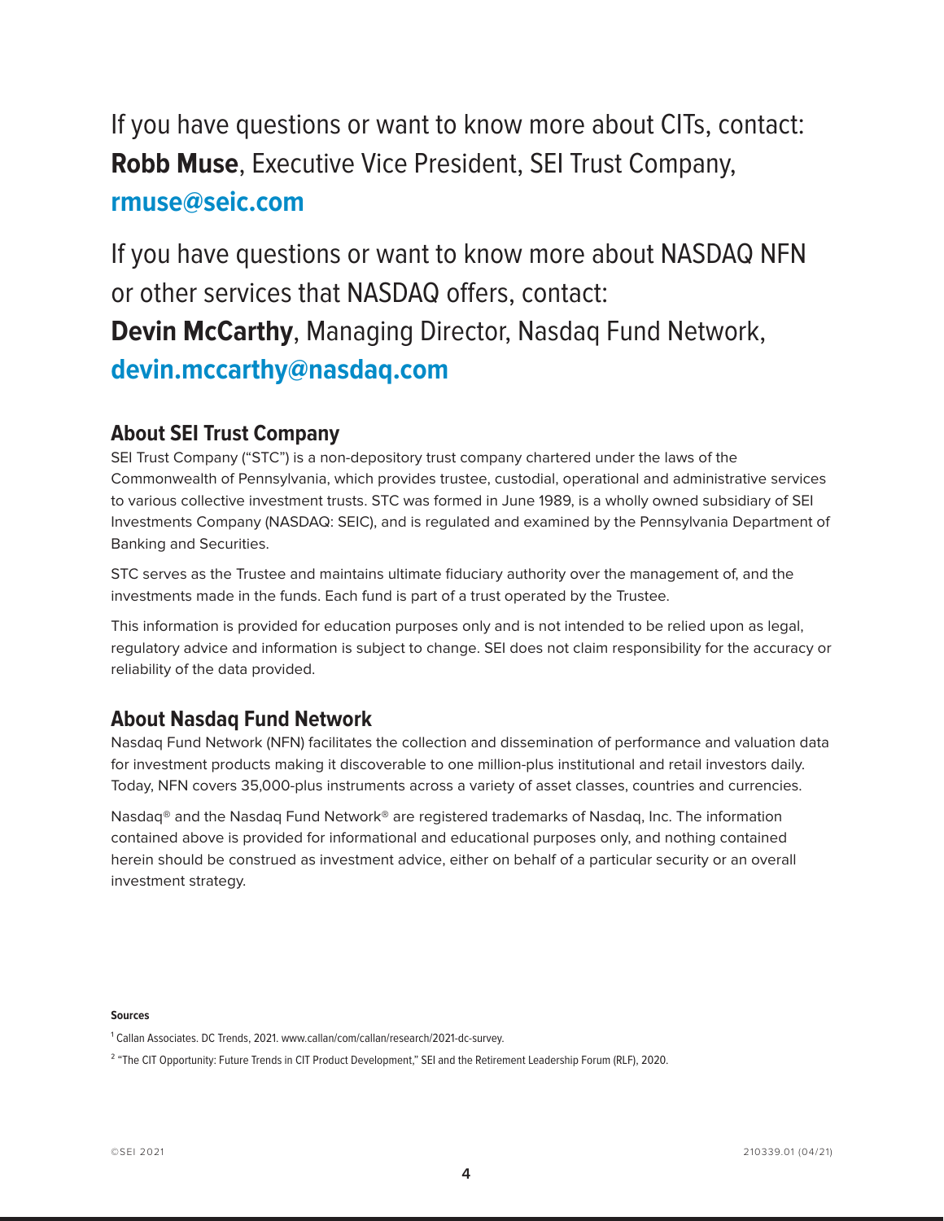If you have questions or want to know more about CITs, contact:
**Robb Muse**, Executive Vice President, SEI Trust Company,
**rmuse@seic.com**

If you have questions or want to know more about NASDAQ NFN or other services that NASDAQ offers, contact:
**Devin McCarthy**, Managing Director, Nasdaq Fund Network,
**devin.mccarthy@nasdaq.com**

## About SEI Trust Company

SEI Trust Company ("STC") is a non-depository trust company chartered under the laws of the Commonwealth of Pennsylvania, which provides trustee, custodial, operational and administrative services to various collective investment trusts. STC was formed in June 1989, is a wholly owned subsidiary of SEI Investments Company (NASDAQ: SEIC), and is regulated and examined by the Pennsylvania Department of Banking and Securities.

STC serves as the Trustee and maintains ultimate fiduciary authority over the management of, and the investments made in the funds. Each fund is part of a trust operated by the Trustee.

This information is provided for education purposes only and is not intended to be relied upon as legal, regulatory advice and information is subject to change. SEI does not claim responsibility for the accuracy or reliability of the data provided.

## About Nasdaq Fund Network

Nasdaq Fund Network (NFN) facilitates the collection and dissemination of performance and valuation data for investment products making it discoverable to one million-plus institutional and retail investors daily. Today, NFN covers 35,000-plus instruments across a variety of asset classes, countries and currencies.

Nasdaq® and the Nasdaq Fund Network® are registered trademarks of Nasdaq, Inc. The information contained above is provided for informational and educational purposes only, and nothing contained herein should be construed as investment advice, either on behalf of a particular security or an overall investment strategy.

**Sources**

[1] Callan Associates. DC Trends, 2021. www.callan/com/callan/research/2021-dc-survey.

[2] "The CIT Opportunity: Future Trends in CIT Product Development," SEI and the Retirement Leadership Forum (RLF), 2020.

©SEI 2021 210339.01 (04/21)